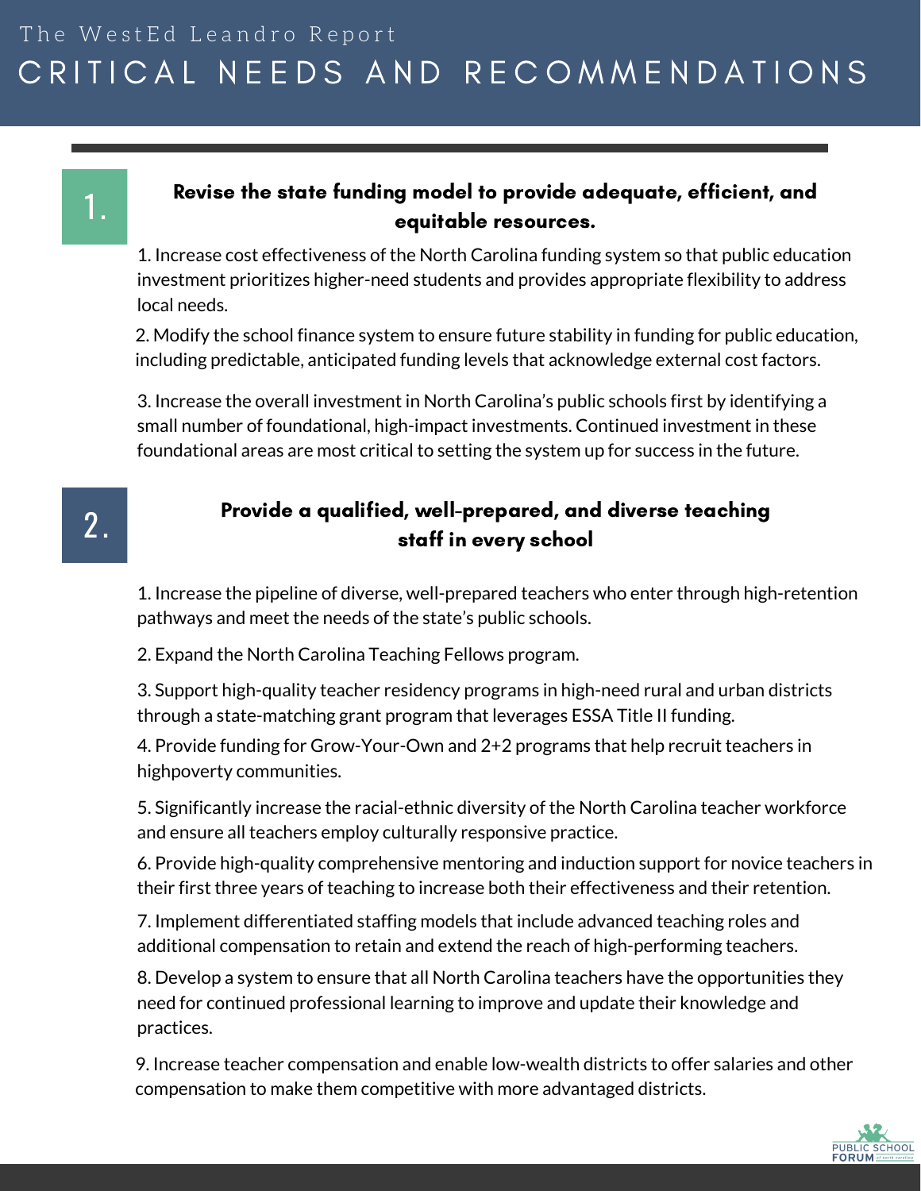The WestEd Leandro Report

# CRITICAL NEEDS AND RECOMMENDATIONS

## 1. Revise the state funding model to provide adequate, efficient, and equitable resources.

1. Increase cost effectiveness of the North Carolina funding system so that public education investment prioritizes higher-need students and provides appropriate flexibility to address local needs.

2. Modify the school finance system to ensure future stability in funding for public education, including predictable, anticipated funding levels that acknowledge external cost factors.

3. Increase the overall investment in North Carolina's public schools first by identifying a small number of foundational, high-impact investments. Continued investment in these foundational areas are most critical to setting the system up for success in the future.

## 2. Provide a qualified, well-prepared, and diverse teaching staff in every school

1. Increase the pipeline of diverse, well-prepared teachers who enter through high-retention pathways and meet the needs of the state's public schools.

2. Expand the North Carolina Teaching Fellows program.

3. Support high-quality teacher residency programs in high-need rural and urban districts through a state-matching grant program that leverages ESSA Title II funding.

4. Provide funding for Grow-Your-Own and 2+2 programs that help recruit teachers in highpoverty communities.

5. Significantly increase the racial-ethnic diversity of the North Carolina teacher workforce and ensure all teachers employ culturally responsive practice.

6. Provide high-quality comprehensive mentoring and induction support for novice teachers in their first three years of teaching to increase both their effectiveness and their retention.

7. Implement differentiated staffing models that include advanced teaching roles and additional compensation to retain and extend the reach of high-performing teachers.

8. Develop a system to ensure that all North Carolina teachers have the opportunities they need for continued professional learning to improve and update their knowledge and practices.

9. Increase teacher compensation and enable low-wealth districts to offer salaries and other compensation to make them competitive with more advantaged districts.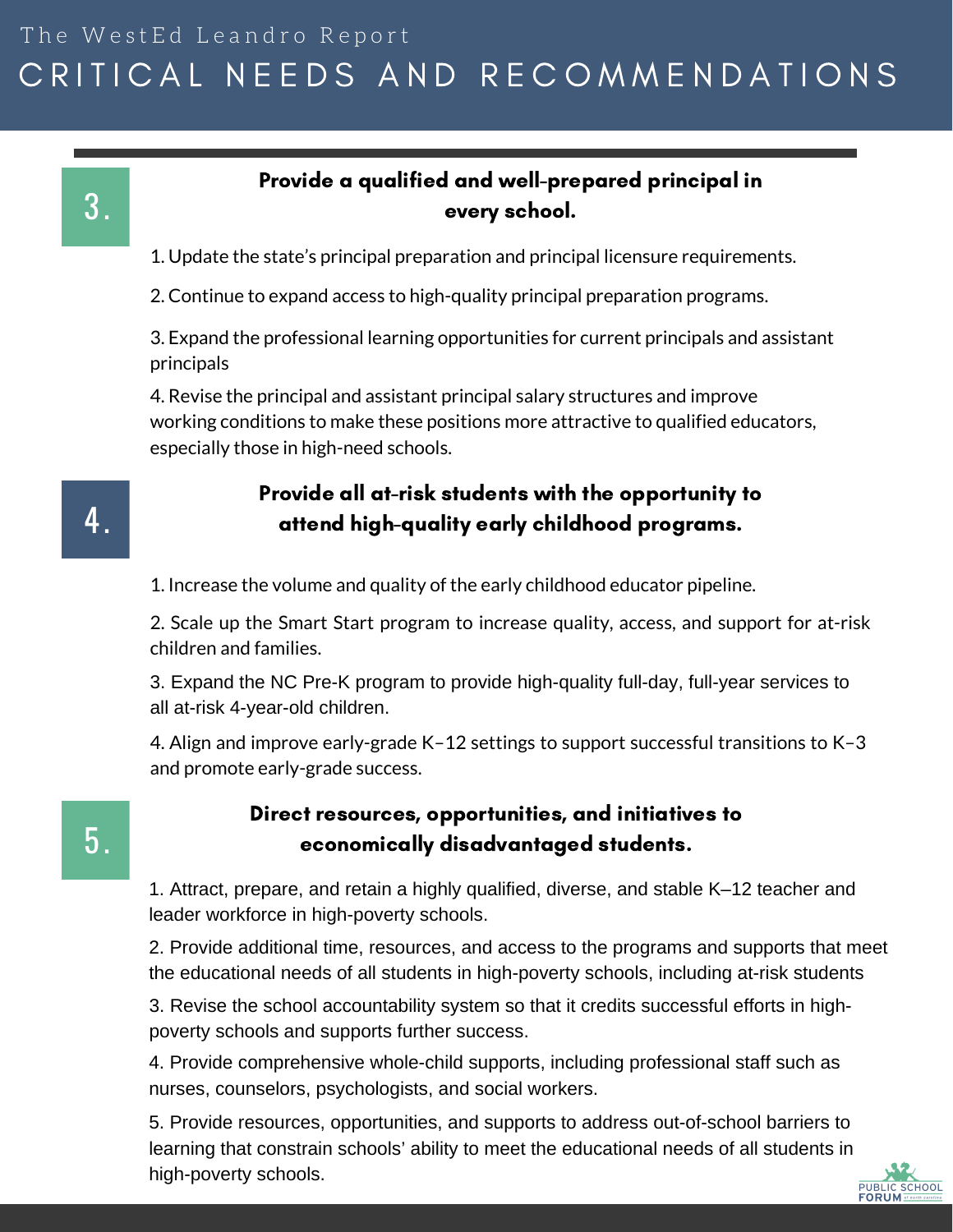The WestEd Leandro Report

# CRITICAL NEEDS AND RECOMMENDATIONS

## 3. Provide a qualified and well-prepared principal in every school.

1. Update the state's principal preparation and principal licensure requirements.

2. Continue to expand access to high-quality principal preparation programs.

3. Expand the professional learning opportunities for current principals and assistant principals

4. Revise the principal and assistant principal salary structures and improve working conditions to make these positions more attractive to qualified educators, especially those in high-need schools.

## 4. Provide all at-risk students with the opportunity to attend high-quality early childhood programs.

1. Increase the volume and quality of the early childhood educator pipeline.

2. Scale up the Smart Start program to increase quality, access, and support for at-risk children and families.

3. Expand the NC Pre-K program to provide high-quality full-day, full-year services to all at-risk 4-year-old children.

4. Align and improve early-grade K–12 settings to support successful transitions to K–3 and promote early-grade success.

## 5. Direct resources, opportunities, and initiatives to economically disadvantaged students.

1. Attract, prepare, and retain a highly qualified, diverse, and stable K–12 teacher and leader workforce in high-poverty schools.

2. Provide additional time, resources, and access to the programs and supports that meet the educational needs of all students in high-poverty schools, including at-risk students

3. Revise the school accountability system so that it credits successful efforts in high-poverty schools and supports further success.

4. Provide comprehensive whole-child supports, including professional staff such as nurses, counselors, psychologists, and social workers.

5. Provide resources, opportunities, and supports to address out-of-school barriers to learning that constrain schools' ability to meet the educational needs of all students in high-poverty schools.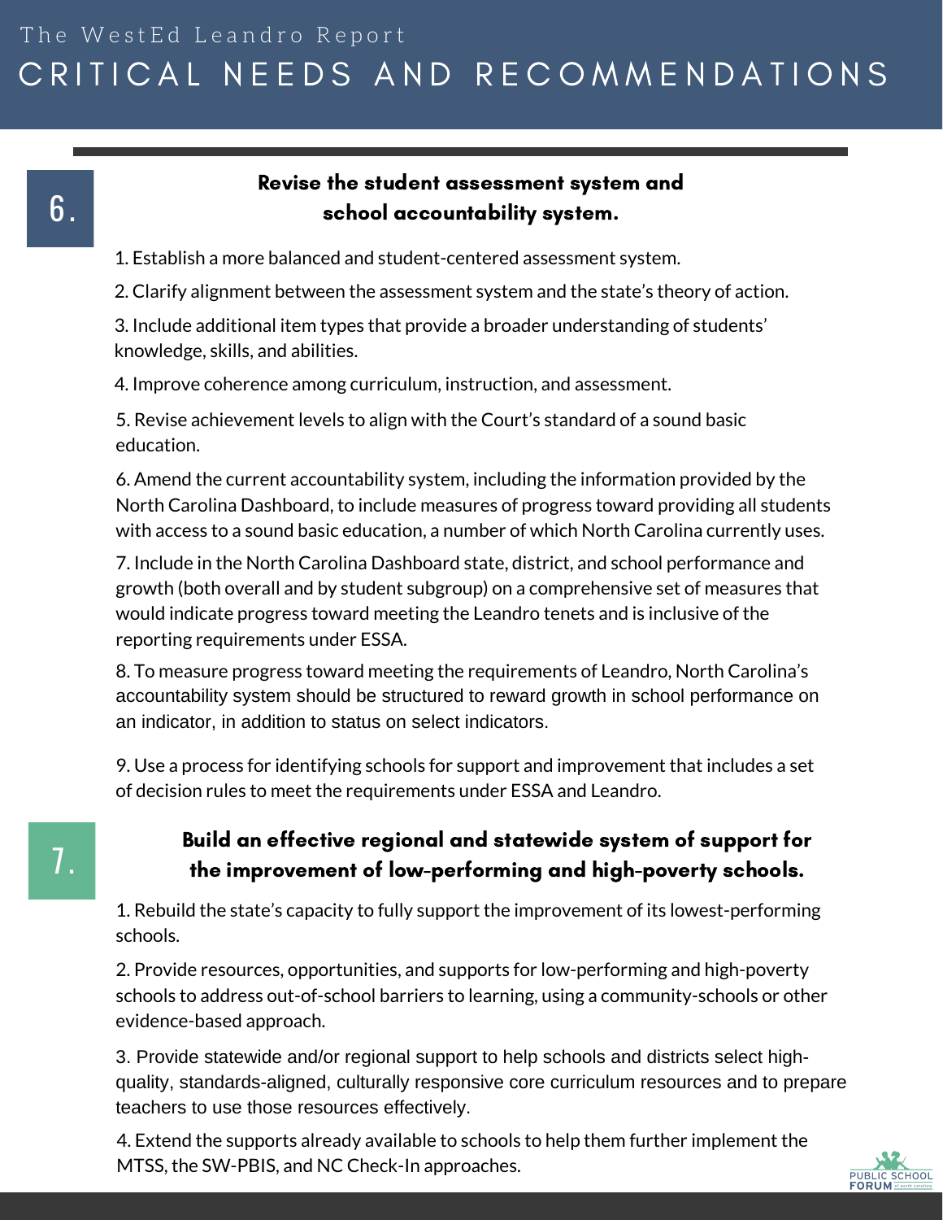# The WestEd Leandro Report
# CRITICAL NEEDS AND RECOMMENDATIONS

## 6. Revise the student assessment system and school accountability system.

1. Establish a more balanced and student-centered assessment system.
2. Clarify alignment between the assessment system and the state's theory of action.
3. Include additional item types that provide a broader understanding of students' knowledge, skills, and abilities.
4. Improve coherence among curriculum, instruction, and assessment.
5. Revise achievement levels to align with the Court's standard of a sound basic education.
6. Amend the current accountability system, including the information provided by the North Carolina Dashboard, to include measures of progress toward providing all students with access to a sound basic education, a number of which North Carolina currently uses.
7. Include in the North Carolina Dashboard state, district, and school performance and growth (both overall and by student subgroup) on a comprehensive set of measures that would indicate progress toward meeting the Leandro tenets and is inclusive of the reporting requirements under ESSA.
8. To measure progress toward meeting the requirements of Leandro, North Carolina's accountability system should be structured to reward growth in school performance on an indicator, in addition to status on select indicators.
9. Use a process for identifying schools for support and improvement that includes a set of decision rules to meet the requirements under ESSA and Leandro.

## 7. Build an effective regional and statewide system of support for the improvement of low-performing and high-poverty schools.

1. Rebuild the state's capacity to fully support the improvement of its lowest-performing schools.
2. Provide resources, opportunities, and supports for low-performing and high-poverty schools to address out-of-school barriers to learning, using a community-schools or other evidence-based approach.
3. Provide statewide and/or regional support to help schools and districts select high-quality, standards-aligned, culturally responsive core curriculum resources and to prepare teachers to use those resources effectively.
4. Extend the supports already available to schools to help them further implement the MTSS, the SW-PBIS, and NC Check-In approaches.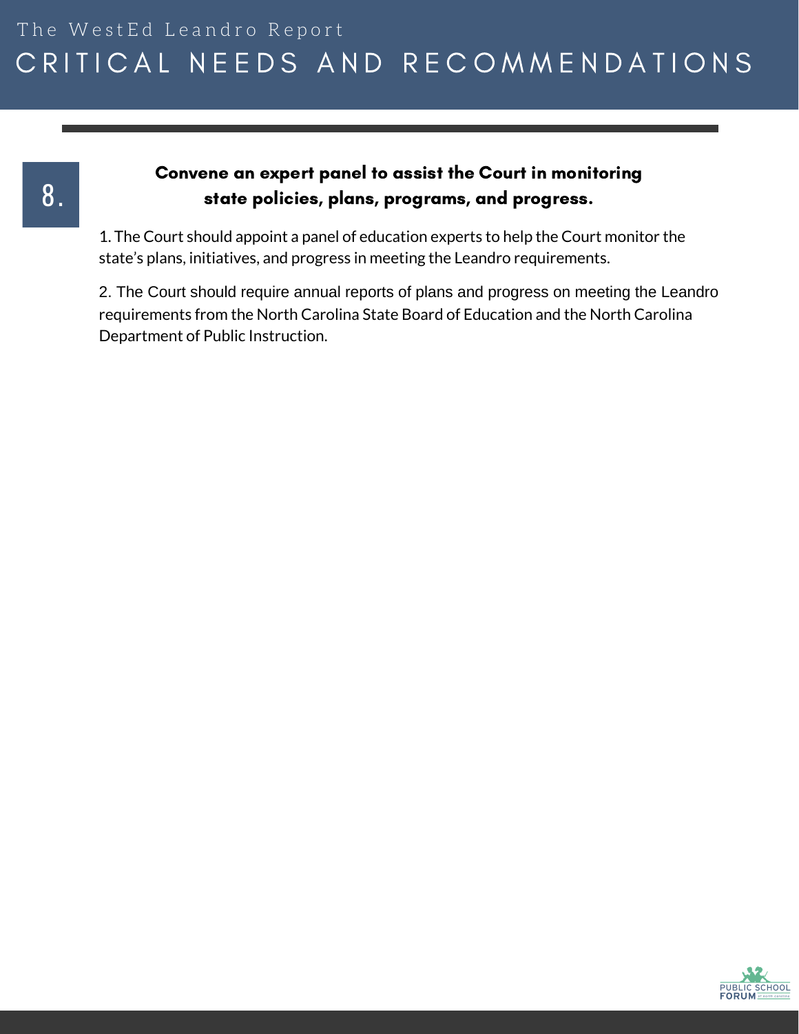# 8. Convene an expert panel to assist the Court in monitoring state policies, plans, programs, and progress.

1. The Court should appoint a panel of education experts to help the Court monitor the state's plans, initiatives, and progress in meeting the Leandro requirements.

2. The Court should require annual reports of plans and progress on meeting the Leandro requirements from the North Carolina State Board of Education and the North Carolina Department of Public Instruction.